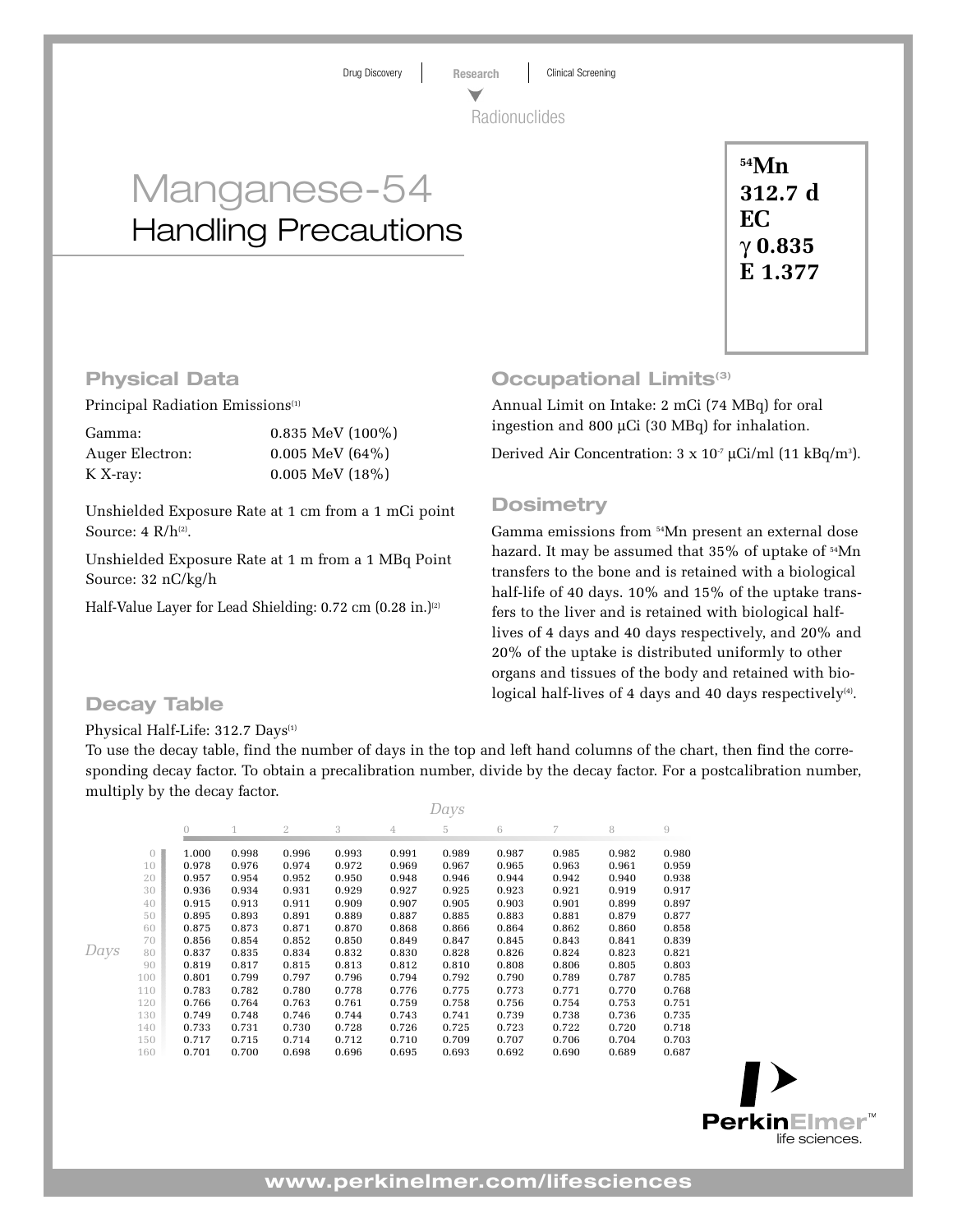Drug Discovery | Research | Clinical Screening

Radionuclides

# Manganese-54
## Handling Precautions

**$^{54}$Mn**
**312.7 d**
**EC**
**γ 0.835**
**E 1.377**

## Physical Data

Principal Radiation Emissions[1]

| | |
|---|---|
| Gamma: | 0.835 MeV (100%) |
| Auger Electron: | 0.005 MeV (64%) |
| K X-ray: | 0.005 MeV (18%) |

Unshielded Exposure Rate at 1 cm from a 1 mCi point Source: 4 R/h[2].

Unshielded Exposure Rate at 1 m from a 1 MBq Point Source: 32 nC/kg/h

Half-Value Layer for Lead Shielding: 0.72 cm (0.28 in.)[2]

## Occupational Limits[3]

Annual Limit on Intake: 2 mCi (74 MBq) for oral ingestion and 800 µCi (30 MBq) for inhalation.

Derived Air Concentration: $3 \times 10^{-7}$ µCi/ml (11 kBq/m$^3$).

## Dosimetry

Gamma emissions from $^{54}$Mn present an external dose hazard. It may be assumed that 35% of uptake of $^{54}$Mn transfers to the bone and is retained with a biological half-life of 40 days. 10% and 15% of the uptake transfers to the liver and is retained with biological half-lives of 4 days and 40 days respectively, and 20% and 20% of the uptake is distributed uniformly to other organs and tissues of the body and retained with biological half-lives of 4 days and 40 days respectively[4].

## Decay Table

Physical Half-Life: 312.7 Days[1]

To use the decay table, find the number of days in the top and left hand columns of the chart, then find the corresponding decay factor. To obtain a precalibration number, divide by the decay factor. For a postcalibration number, multiply by the decay factor.

| Days | 0 | 1 | 2 | 3 | 4 | 5 | 6 | 7 | 8 | 9 |
|---|---|---|---|---|---|---|---|---|---|---|
| 0 | 1.000 | 0.998 | 0.996 | 0.993 | 0.991 | 0.989 | 0.987 | 0.985 | 0.982 | 0.980 |
| 10 | 0.978 | 0.976 | 0.974 | 0.972 | 0.969 | 0.967 | 0.965 | 0.963 | 0.961 | 0.959 |
| 20 | 0.957 | 0.954 | 0.952 | 0.950 | 0.948 | 0.946 | 0.944 | 0.942 | 0.940 | 0.938 |
| 30 | 0.936 | 0.934 | 0.931 | 0.929 | 0.927 | 0.925 | 0.923 | 0.921 | 0.919 | 0.917 |
| 40 | 0.915 | 0.913 | 0.911 | 0.909 | 0.907 | 0.905 | 0.903 | 0.901 | 0.899 | 0.897 |
| 50 | 0.895 | 0.893 | 0.891 | 0.889 | 0.887 | 0.885 | 0.883 | 0.881 | 0.879 | 0.877 |
| 60 | 0.875 | 0.873 | 0.871 | 0.870 | 0.868 | 0.866 | 0.864 | 0.862 | 0.860 | 0.858 |
| 70 | 0.856 | 0.854 | 0.852 | 0.850 | 0.849 | 0.847 | 0.845 | 0.843 | 0.841 | 0.839 |
| 80 | 0.837 | 0.835 | 0.834 | 0.832 | 0.830 | 0.828 | 0.826 | 0.824 | 0.823 | 0.821 |
| 90 | 0.819 | 0.817 | 0.815 | 0.813 | 0.812 | 0.810 | 0.808 | 0.806 | 0.805 | 0.803 |
| 100 | 0.801 | 0.799 | 0.797 | 0.796 | 0.794 | 0.792 | 0.790 | 0.789 | 0.787 | 0.785 |
| 110 | 0.783 | 0.782 | 0.780 | 0.778 | 0.776 | 0.775 | 0.773 | 0.771 | 0.770 | 0.768 |
| 120 | 0.766 | 0.764 | 0.763 | 0.761 | 0.759 | 0.758 | 0.756 | 0.754 | 0.753 | 0.751 |
| 130 | 0.749 | 0.748 | 0.746 | 0.744 | 0.743 | 0.741 | 0.739 | 0.738 | 0.736 | 0.735 |
| 140 | 0.733 | 0.731 | 0.730 | 0.728 | 0.726 | 0.725 | 0.723 | 0.722 | 0.720 | 0.718 |
| 150 | 0.717 | 0.715 | 0.714 | 0.712 | 0.710 | 0.709 | 0.707 | 0.706 | 0.704 | 0.703 |
| 160 | 0.701 | 0.700 | 0.698 | 0.696 | 0.695 | 0.693 | 0.692 | 0.690 | 0.689 | 0.687 |

PerkinElmer™ life sciences.

www.perkinelmer.com/lifesciences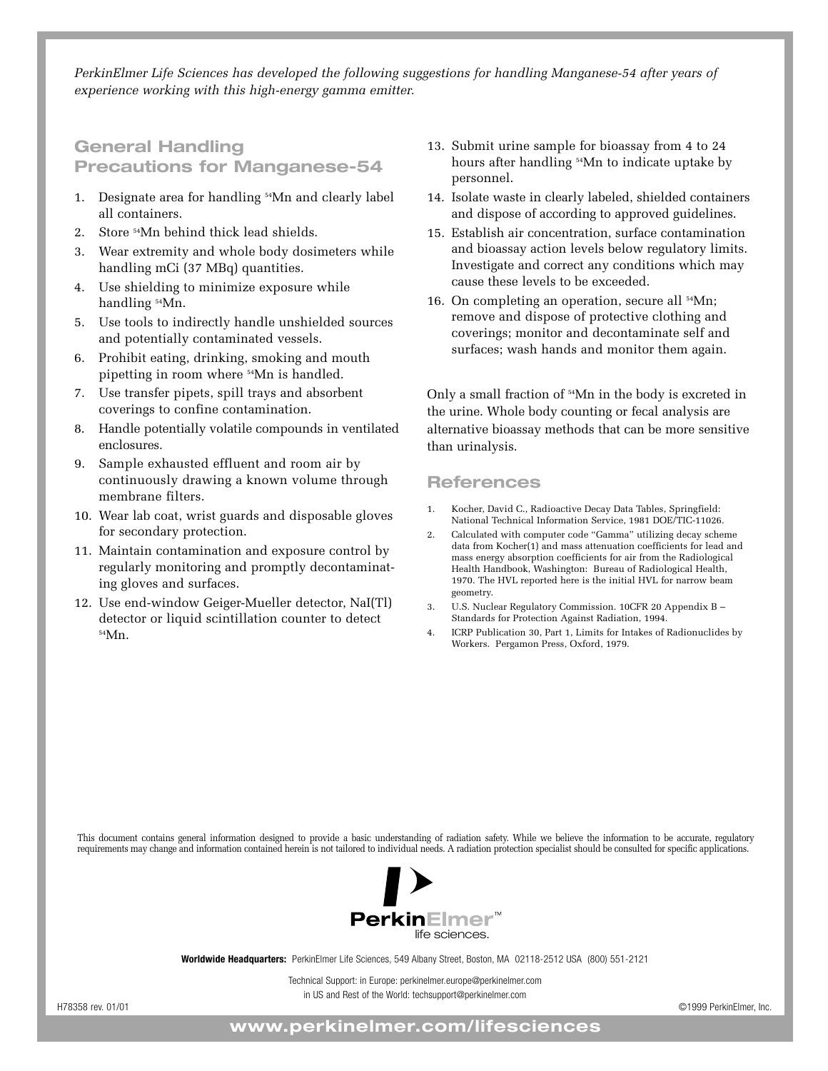*PerkinElmer Life Sciences has developed the following suggestions for handling Manganese-54 after years of experience working with this high-energy gamma emitter.*

## General Handling Precautions for Manganese-54

1. Designate area for handling $^{54}$Mn and clearly label all containers.
2. Store $^{54}$Mn behind thick lead shields.
3. Wear extremity and whole body dosimeters while handling mCi (37 MBq) quantities.
4. Use shielding to minimize exposure while handling $^{54}$Mn.
5. Use tools to indirectly handle unshielded sources and potentially contaminated vessels.
6. Prohibit eating, drinking, smoking and mouth pipetting in room where $^{54}$Mn is handled.
7. Use transfer pipets, spill trays and absorbent coverings to confine contamination.
8. Handle potentially volatile compounds in ventilated enclosures.
9. Sample exhausted effluent and room air by continuously drawing a known volume through membrane filters.
10. Wear lab coat, wrist guards and disposable gloves for secondary protection.
11. Maintain contamination and exposure control by regularly monitoring and promptly decontaminating gloves and surfaces.
12. Use end-window Geiger-Mueller detector, NaI(Tl) detector or liquid scintillation counter to detect $^{54}$Mn.
13. Submit urine sample for bioassay from 4 to 24 hours after handling $^{54}$Mn to indicate uptake by personnel.
14. Isolate waste in clearly labeled, shielded containers and dispose of according to approved guidelines.
15. Establish air concentration, surface contamination and bioassay action levels below regulatory limits. Investigate and correct any conditions which may cause these levels to be exceeded.
16. On completing an operation, secure all $^{54}$Mn; remove and dispose of protective clothing and coverings; monitor and decontaminate self and surfaces; wash hands and monitor them again.

Only a small fraction of $^{54}$Mn in the body is excreted in the urine. Whole body counting or fecal analysis are alternative bioassay methods that can be more sensitive than urinalysis.

## References

1. Kocher, David C., Radioactive Decay Data Tables, Springfield: National Technical Information Service, 1981 DOE/TIC-11026.
2. Calculated with computer code "Gamma" utilizing decay scheme data from Kocher(1) and mass attenuation coefficients for lead and mass energy absorption coefficients for air from the Radiological Health Handbook, Washington: Bureau of Radiological Health, 1970. The HVL reported here is the initial HVL for narrow beam geometry.
3. U.S. Nuclear Regulatory Commission. 10CFR 20 Appendix B – Standards for Protection Against Radiation, 1994.
4. ICRP Publication 30, Part 1, Limits for Intakes of Radionuclides by Workers. Pergamon Press, Oxford, 1979.

This document contains general information designed to provide a basic understanding of radiation safety. While we believe the information to be accurate, regulatory requirements may change and information contained herein is not tailored to individual needs. A radiation protection specialist should be consulted for specific applications.

PerkinElmer™ life sciences.

**Worldwide Headquarters:** PerkinElmer Life Sciences, 549 Albany Street, Boston, MA 02118-2512 USA (800) 551-2121

Technical Support: in Europe: perkinelmer.europe@perkinelmer.com
in US and Rest of the World: techsupport@perkinelmer.com

H78358 rev. 01/01

©1999 PerkinElmer, Inc.

**www.perkinelmer.com/lifesciences**